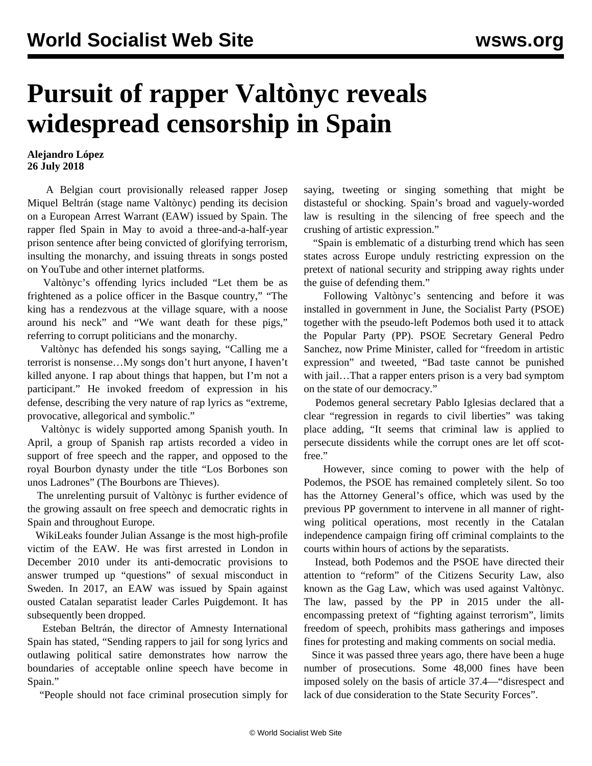# Pursuit of rapper Valtònyc reveals widespread censorship in Spain

**Alejandro López**
**26 July 2018**

A Belgian court provisionally released rapper Josep Miquel Beltrán (stage name Valtònyc) pending its decision on a European Arrest Warrant (EAW) issued by Spain. The rapper fled Spain in May to avoid a three-and-a-half-year prison sentence after being convicted of glorifying terrorism, insulting the monarchy, and issuing threats in songs posted on YouTube and other internet platforms.

Valtònyc's offending lyrics included "Let them be as frightened as a police officer in the Basque country," "The king has a rendezvous at the village square, with a noose around his neck" and "We want death for these pigs," referring to corrupt politicians and the monarchy.

Valtònyc has defended his songs saying, "Calling me a terrorist is nonsense…My songs don't hurt anyone, I haven't killed anyone. I rap about things that happen, but I'm not a participant." He invoked freedom of expression in his defense, describing the very nature of rap lyrics as "extreme, provocative, allegorical and symbolic."

Valtònyc is widely supported among Spanish youth. In April, a group of Spanish rap artists recorded a video in support of free speech and the rapper, and opposed to the royal Bourbon dynasty under the title "Los Borbones son unos Ladrones" (The Bourbons are Thieves).

The unrelenting pursuit of Valtònyc is further evidence of the growing assault on free speech and democratic rights in Spain and throughout Europe.

WikiLeaks founder Julian Assange is the most high-profile victim of the EAW. He was first arrested in London in December 2010 under its anti-democratic provisions to answer trumped up "questions" of sexual misconduct in Sweden. In 2017, an EAW was issued by Spain against ousted Catalan separatist leader Carles Puigdemont. It has subsequently been dropped.

Esteban Beltrán, the director of Amnesty International Spain has stated, "Sending rappers to jail for song lyrics and outlawing political satire demonstrates how narrow the boundaries of acceptable online speech have become in Spain."

"People should not face criminal prosecution simply for saying, tweeting or singing something that might be distasteful or shocking. Spain's broad and vaguely-worded law is resulting in the silencing of free speech and the crushing of artistic expression."

"Spain is emblematic of a disturbing trend which has seen states across Europe unduly restricting expression on the pretext of national security and stripping away rights under the guise of defending them."

Following Valtònyc's sentencing and before it was installed in government in June, the Socialist Party (PSOE) together with the pseudo-left Podemos both used it to attack the Popular Party (PP). PSOE Secretary General Pedro Sanchez, now Prime Minister, called for "freedom in artistic expression" and tweeted, "Bad taste cannot be punished with jail…That a rapper enters prison is a very bad symptom on the state of our democracy."

Podemos general secretary Pablo Iglesias declared that a clear "regression in regards to civil liberties" was taking place adding, "It seems that criminal law is applied to persecute dissidents while the corrupt ones are let off scot-free."

However, since coming to power with the help of Podemos, the PSOE has remained completely silent. So too has the Attorney General's office, which was used by the previous PP government to intervene in all manner of right-wing political operations, most recently in the Catalan independence campaign firing off criminal complaints to the courts within hours of actions by the separatists.

Instead, both Podemos and the PSOE have directed their attention to "reform" of the Citizens Security Law, also known as the Gag Law, which was used against Valtònyc. The law, passed by the PP in 2015 under the all-encompassing pretext of "fighting against terrorism", limits freedom of speech, prohibits mass gatherings and imposes fines for protesting and making comments on social media.

Since it was passed three years ago, there have been a huge number of prosecutions. Some 48,000 fines have been imposed solely on the basis of article 37.4—"disrespect and lack of due consideration to the State Security Forces".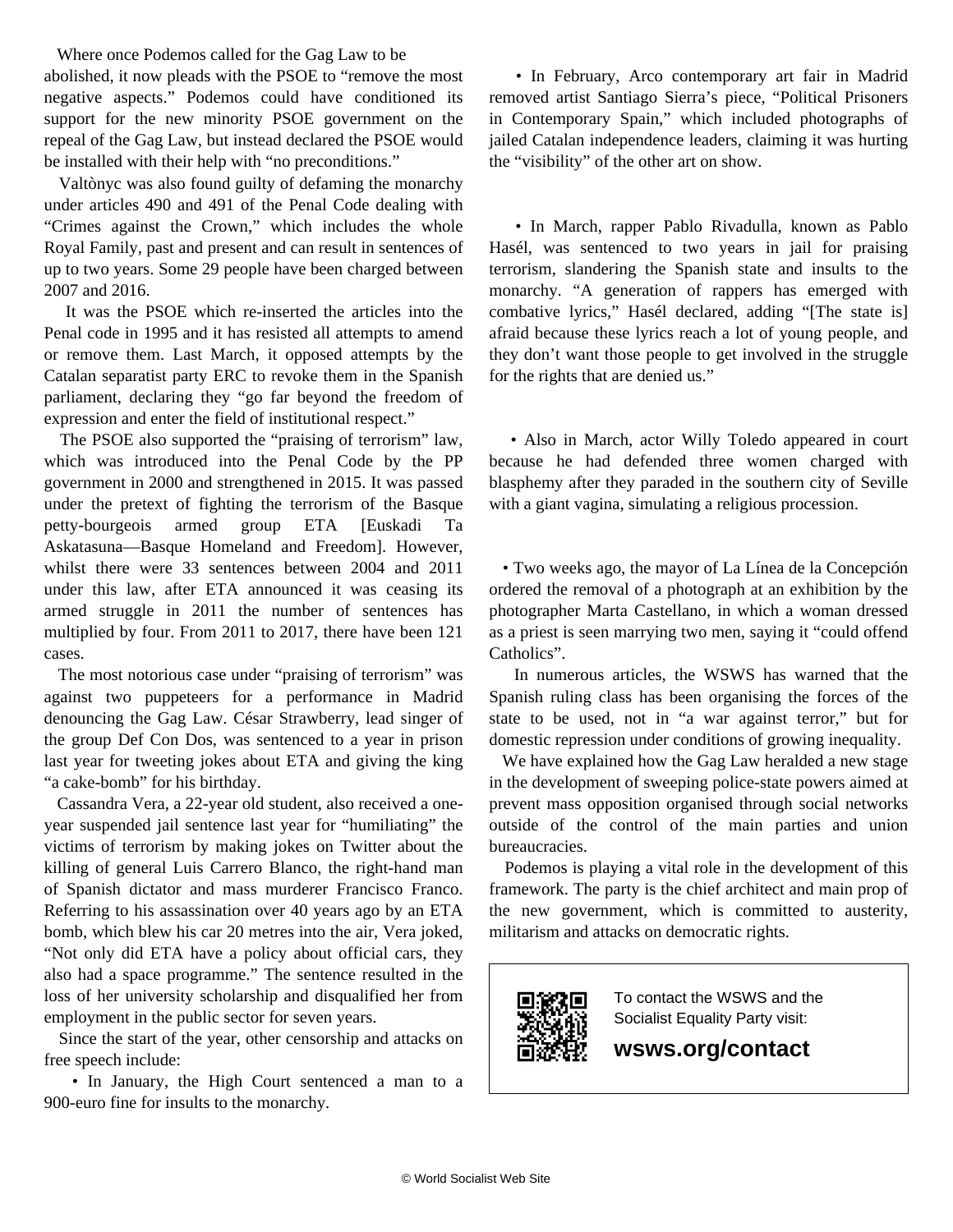Where once Podemos called for the Gag Law to be abolished, it now pleads with the PSOE to "remove the most negative aspects." Podemos could have conditioned its support for the new minority PSOE government on the repeal of the Gag Law, but instead declared the PSOE would be installed with their help with "no preconditions."

Valtònyc was also found guilty of defaming the monarchy under articles 490 and 491 of the Penal Code dealing with "Crimes against the Crown," which includes the whole Royal Family, past and present and can result in sentences of up to two years. Some 29 people have been charged between 2007 and 2016.

It was the PSOE which re-inserted the articles into the Penal code in 1995 and it has resisted all attempts to amend or remove them. Last March, it opposed attempts by the Catalan separatist party ERC to revoke them in the Spanish parliament, declaring they "go far beyond the freedom of expression and enter the field of institutional respect."

The PSOE also supported the "praising of terrorism" law, which was introduced into the Penal Code by the PP government in 2000 and strengthened in 2015. It was passed under the pretext of fighting the terrorism of the Basque petty-bourgeois armed group ETA [Euskadi Ta Askatasuna—Basque Homeland and Freedom]. However, whilst there were 33 sentences between 2004 and 2011 under this law, after ETA announced it was ceasing its armed struggle in 2011 the number of sentences has multiplied by four. From 2011 to 2017, there have been 121 cases.

The most notorious case under "praising of terrorism" was against two puppeteers for a performance in Madrid denouncing the Gag Law. César Strawberry, lead singer of the group Def Con Dos, was sentenced to a year in prison last year for tweeting jokes about ETA and giving the king "a cake-bomb" for his birthday.

Cassandra Vera, a 22-year old student, also received a one-year suspended jail sentence last year for "humiliating" the victims of terrorism by making jokes on Twitter about the killing of general Luis Carrero Blanco, the right-hand man of Spanish dictator and mass murderer Francisco Franco. Referring to his assassination over 40 years ago by an ETA bomb, which blew his car 20 metres into the air, Vera joked, "Not only did ETA have a policy about official cars, they also had a space programme." The sentence resulted in the loss of her university scholarship and disqualified her from employment in the public sector for seven years.

Since the start of the year, other censorship and attacks on free speech include:

• In January, the High Court sentenced a man to a 900-euro fine for insults to the monarchy.

• In February, Arco contemporary art fair in Madrid removed artist Santiago Sierra's piece, "Political Prisoners in Contemporary Spain," which included photographs of jailed Catalan independence leaders, claiming it was hurting the "visibility" of the other art on show.

• In March, rapper Pablo Rivadulla, known as Pablo Hasél, was sentenced to two years in jail for praising terrorism, slandering the Spanish state and insults to the monarchy. "A generation of rappers has emerged with combative lyrics," Hasél declared, adding "[The state is] afraid because these lyrics reach a lot of young people, and they don't want those people to get involved in the struggle for the rights that are denied us."

• Also in March, actor Willy Toledo appeared in court because he had defended three women charged with blasphemy after they paraded in the southern city of Seville with a giant vagina, simulating a religious procession.

• Two weeks ago, the mayor of La Línea de la Concepción ordered the removal of a photograph at an exhibition by the photographer Marta Castellano, in which a woman dressed as a priest is seen marrying two men, saying it "could offend Catholics".

In numerous articles, the WSWS has warned that the Spanish ruling class has been organising the forces of the state to be used, not in "a war against terror," but for domestic repression under conditions of growing inequality.

We have explained how the Gag Law heralded a new stage in the development of sweeping police-state powers aimed at prevent mass opposition organised through social networks outside of the control of the main parties and union bureaucracies.

Podemos is playing a vital role in the development of this framework. The party is the chief architect and main prop of the new government, which is committed to austerity, militarism and attacks on democratic rights.

To contact the WSWS and the Socialist Equality Party visit:

**wsws.org/contact**